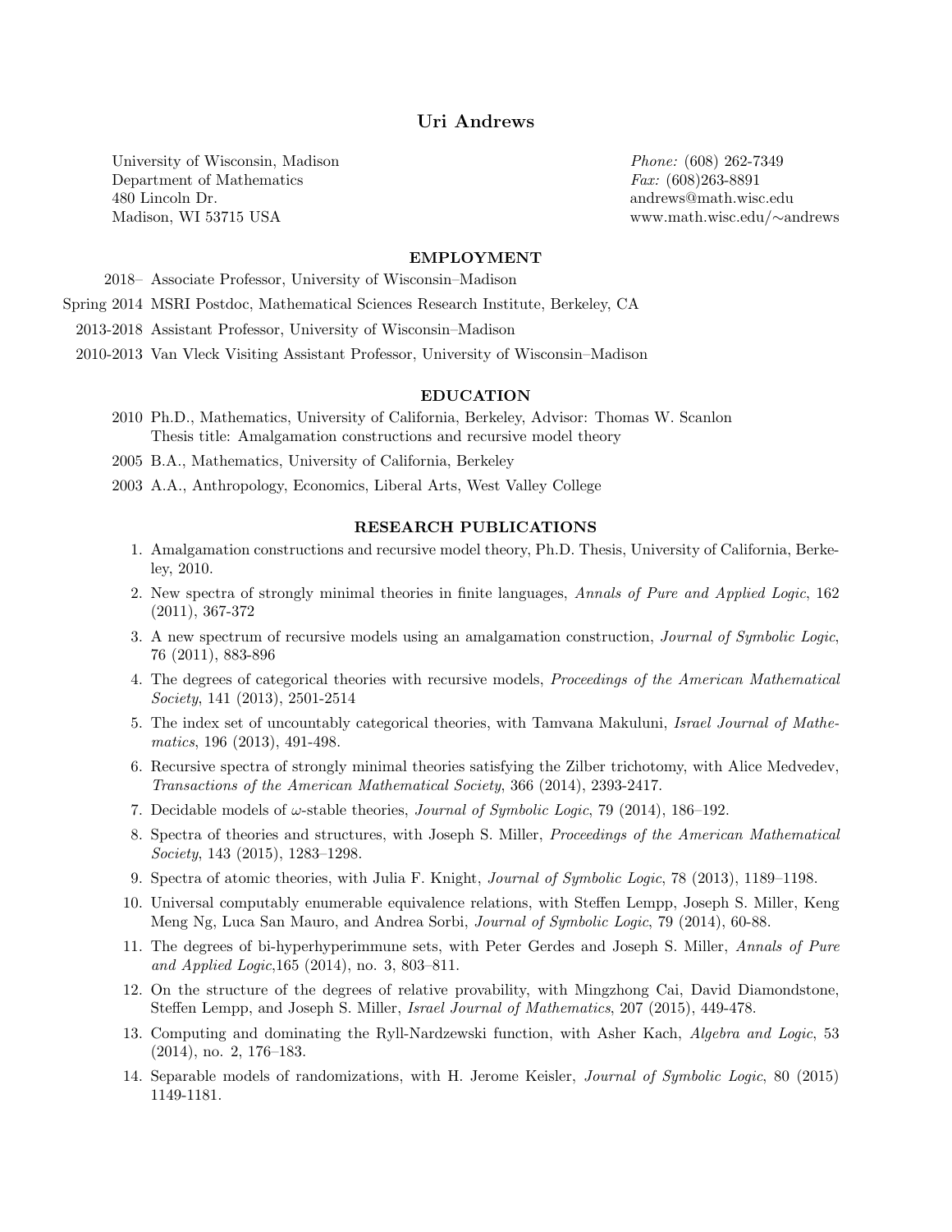# Uri Andrews

University of Wisconsin, Madison
Department of Mathematics
480 Lincoln Dr.
Madison, WI 53715 USA

*Phone:* (608) 262-7349
*Fax:* (608)263-8891
andrews@math.wisc.edu
www.math.wisc.edu/∼andrews

## EMPLOYMENT

- 2018– Associate Professor, University of Wisconsin–Madison
- Spring 2014 MSRI Postdoc, Mathematical Sciences Research Institute, Berkeley, CA
- 2013-2018 Assistant Professor, University of Wisconsin–Madison
- 2010-2013 Van Vleck Visiting Assistant Professor, University of Wisconsin–Madison

## EDUCATION

- 2010 Ph.D., Mathematics, University of California, Berkeley, Advisor: Thomas W. Scanlon
  Thesis title: Amalgamation constructions and recursive model theory
- 2005 B.A., Mathematics, University of California, Berkeley
- 2003 A.A., Anthropology, Economics, Liberal Arts, West Valley College

## RESEARCH PUBLICATIONS

1. Amalgamation constructions and recursive model theory, Ph.D. Thesis, University of California, Berkeley, 2010.
2. New spectra of strongly minimal theories in finite languages, *Annals of Pure and Applied Logic*, 162 (2011), 367-372
3. A new spectrum of recursive models using an amalgamation construction, *Journal of Symbolic Logic*, 76 (2011), 883-896
4. The degrees of categorical theories with recursive models, *Proceedings of the American Mathematical Society*, 141 (2013), 2501-2514
5. The index set of uncountably categorical theories, with Tamvana Makuluni, *Israel Journal of Mathematics*, 196 (2013), 491-498.
6. Recursive spectra of strongly minimal theories satisfying the Zilber trichotomy, with Alice Medvedev, *Transactions of the American Mathematical Society*, 366 (2014), 2393-2417.
7. Decidable models of $\omega$-stable theories, *Journal of Symbolic Logic*, 79 (2014), 186–192.
8. Spectra of theories and structures, with Joseph S. Miller, *Proceedings of the American Mathematical Society*, 143 (2015), 1283–1298.
9. Spectra of atomic theories, with Julia F. Knight, *Journal of Symbolic Logic*, 78 (2013), 1189–1198.
10. Universal computably enumerable equivalence relations, with Steffen Lempp, Joseph S. Miller, Keng Meng Ng, Luca San Mauro, and Andrea Sorbi, *Journal of Symbolic Logic*, 79 (2014), 60-88.
11. The degrees of bi-hyperhyperimmune sets, with Peter Gerdes and Joseph S. Miller, *Annals of Pure and Applied Logic*,165 (2014), no. 3, 803–811.
12. On the structure of the degrees of relative provability, with Mingzhong Cai, David Diamondstone, Steffen Lempp, and Joseph S. Miller, *Israel Journal of Mathematics*, 207 (2015), 449-478.
13. Computing and dominating the Ryll-Nardzewski function, with Asher Kach, *Algebra and Logic*, 53 (2014), no. 2, 176–183.
14. Separable models of randomizations, with H. Jerome Keisler, *Journal of Symbolic Logic*, 80 (2015) 1149-1181.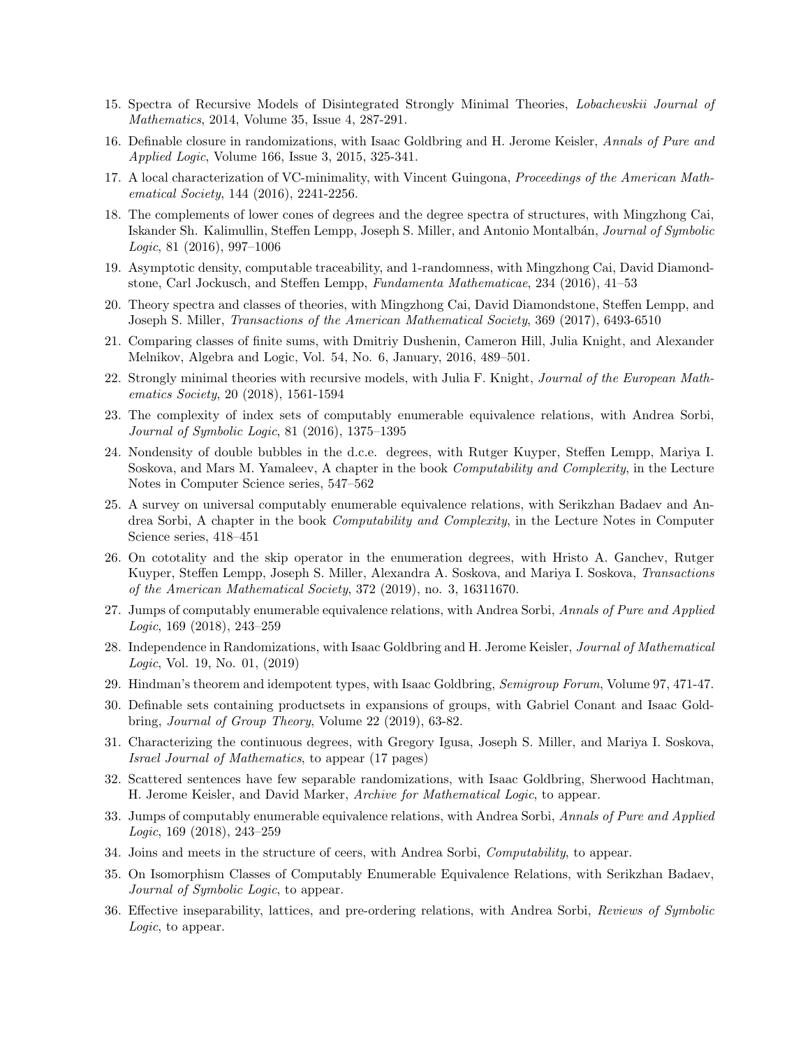15. Spectra of Recursive Models of Disintegrated Strongly Minimal Theories, *Lobachevskii Journal of Mathematics*, 2014, Volume 35, Issue 4, 287-291.
16. Definable closure in randomizations, with Isaac Goldbring and H. Jerome Keisler, *Annals of Pure and Applied Logic*, Volume 166, Issue 3, 2015, 325-341.
17. A local characterization of VC-minimality, with Vincent Guingona, *Proceedings of the American Mathematical Society*, 144 (2016), 2241-2256.
18. The complements of lower cones of degrees and the degree spectra of structures, with Mingzhong Cai, Iskander Sh. Kalimullin, Steffen Lempp, Joseph S. Miller, and Antonio Montalbán, *Journal of Symbolic Logic*, 81 (2016), 997–1006
19. Asymptotic density, computable traceability, and 1-randomness, with Mingzhong Cai, David Diamondstone, Carl Jockusch, and Steffen Lempp, *Fundamenta Mathematicae*, 234 (2016), 41–53
20. Theory spectra and classes of theories, with Mingzhong Cai, David Diamondstone, Steffen Lempp, and Joseph S. Miller, *Transactions of the American Mathematical Society*, 369 (2017), 6493-6510
21. Comparing classes of finite sums, with Dmitriy Dushenin, Cameron Hill, Julia Knight, and Alexander Melnikov, Algebra and Logic, Vol. 54, No. 6, January, 2016, 489–501.
22. Strongly minimal theories with recursive models, with Julia F. Knight, *Journal of the European Mathematics Society*, 20 (2018), 1561-1594
23. The complexity of index sets of computably enumerable equivalence relations, with Andrea Sorbi, *Journal of Symbolic Logic*, 81 (2016), 1375–1395
24. Nondensity of double bubbles in the d.c.e. degrees, with Rutger Kuyper, Steffen Lempp, Mariya I. Soskova, and Mars M. Yamaleev, A chapter in the book *Computability and Complexity*, in the Lecture Notes in Computer Science series, 547–562
25. A survey on universal computably enumerable equivalence relations, with Serikzhan Badaev and Andrea Sorbi, A chapter in the book *Computability and Complexity*, in the Lecture Notes in Computer Science series, 418–451
26. On cototality and the skip operator in the enumeration degrees, with Hristo A. Ganchev, Rutger Kuyper, Steffen Lempp, Joseph S. Miller, Alexandra A. Soskova, and Mariya I. Soskova, *Transactions of the American Mathematical Society*, 372 (2019), no. 3, 16311670.
27. Jumps of computably enumerable equivalence relations, with Andrea Sorbi, *Annals of Pure and Applied Logic*, 169 (2018), 243–259
28. Independence in Randomizations, with Isaac Goldbring and H. Jerome Keisler, *Journal of Mathematical Logic*, Vol. 19, No. 01, (2019)
29. Hindman's theorem and idempotent types, with Isaac Goldbring, *Semigroup Forum*, Volume 97, 471-47.
30. Definable sets containing productsets in expansions of groups, with Gabriel Conant and Isaac Goldbring, *Journal of Group Theory*, Volume 22 (2019), 63-82.
31. Characterizing the continuous degrees, with Gregory Igusa, Joseph S. Miller, and Mariya I. Soskova, *Israel Journal of Mathematics*, to appear (17 pages)
32. Scattered sentences have few separable randomizations, with Isaac Goldbring, Sherwood Hachtman, H. Jerome Keisler, and David Marker, *Archive for Mathematical Logic*, to appear.
33. Jumps of computably enumerable equivalence relations, with Andrea Sorbi, *Annals of Pure and Applied Logic*, 169 (2018), 243–259
34. Joins and meets in the structure of ceers, with Andrea Sorbi, *Computability*, to appear.
35. On Isomorphism Classes of Computably Enumerable Equivalence Relations, with Serikzhan Badaev, *Journal of Symbolic Logic*, to appear.
36. Effective inseparability, lattices, and pre-ordering relations, with Andrea Sorbi, *Reviews of Symbolic Logic*, to appear.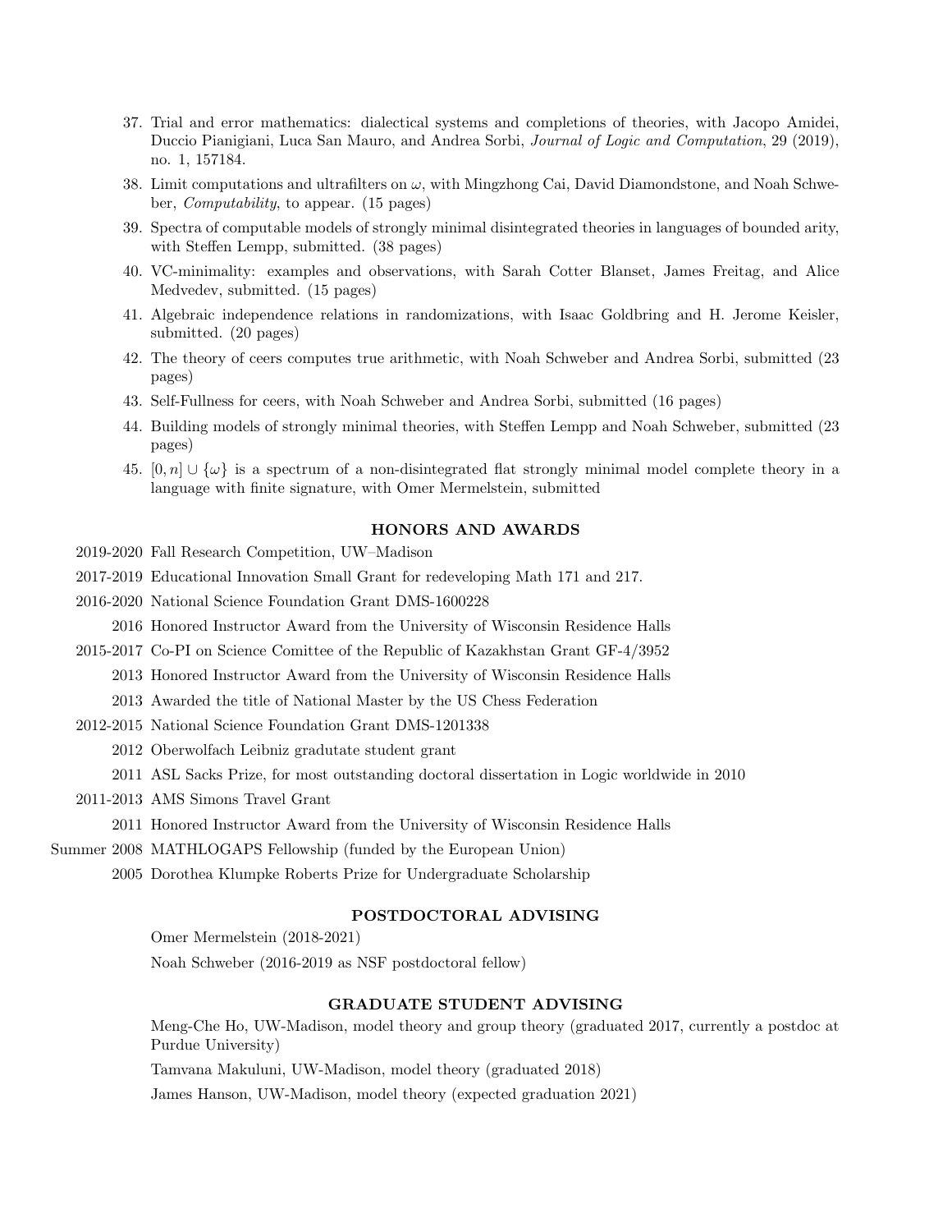37. Trial and error mathematics: dialectical systems and completions of theories, with Jacopo Amidei, Duccio Pianigiani, Luca San Mauro, and Andrea Sorbi, *Journal of Logic and Computation*, 29 (2019), no. 1, 157184.
38. Limit computations and ultrafilters on $\omega$, with Mingzhong Cai, David Diamondstone, and Noah Schweber, *Computability*, to appear. (15 pages)
39. Spectra of computable models of strongly minimal disintegrated theories in languages of bounded arity, with Steffen Lempp, submitted. (38 pages)
40. VC-minimality: examples and observations, with Sarah Cotter Blanset, James Freitag, and Alice Medvedev, submitted. (15 pages)
41. Algebraic independence relations in randomizations, with Isaac Goldbring and H. Jerome Keisler, submitted. (20 pages)
42. The theory of ceers computes true arithmetic, with Noah Schweber and Andrea Sorbi, submitted (23 pages)
43. Self-Fullness for ceers, with Noah Schweber and Andrea Sorbi, submitted (16 pages)
44. Building models of strongly minimal theories, with Steffen Lempp and Noah Schweber, submitted (23 pages)
45. $[0, n] \cup \{\omega\}$ is a spectrum of a non-disintegrated flat strongly minimal model complete theory in a language with finite signature, with Omer Mermelstein, submitted

## HONORS AND AWARDS

- 2019-2020 Fall Research Competition, UW–Madison
- 2017-2019 Educational Innovation Small Grant for redeveloping Math 171 and 217.
- 2016-2020 National Science Foundation Grant DMS-1600228
- 2016 Honored Instructor Award from the University of Wisconsin Residence Halls
- 2015-2017 Co-PI on Science Comittee of the Republic of Kazakhstan Grant GF-4/3952
- 2013 Honored Instructor Award from the University of Wisconsin Residence Halls
- 2013 Awarded the title of National Master by the US Chess Federation
- 2012-2015 National Science Foundation Grant DMS-1201338
- 2012 Oberwolfach Leibniz gradutate student grant
- 2011 ASL Sacks Prize, for most outstanding doctoral dissertation in Logic worldwide in 2010
- 2011-2013 AMS Simons Travel Grant
- 2011 Honored Instructor Award from the University of Wisconsin Residence Halls
- Summer 2008 MATHLOGAPS Fellowship (funded by the European Union)
- 2005 Dorothea Klumpke Roberts Prize for Undergraduate Scholarship

## POSTDOCTORAL ADVISING

Omer Mermelstein (2018-2021)

Noah Schweber (2016-2019 as NSF postdoctoral fellow)

## GRADUATE STUDENT ADVISING

Meng-Che Ho, UW-Madison, model theory and group theory (graduated 2017, currently a postdoc at Purdue University)

Tamvana Makuluni, UW-Madison, model theory (graduated 2018)

James Hanson, UW-Madison, model theory (expected graduation 2021)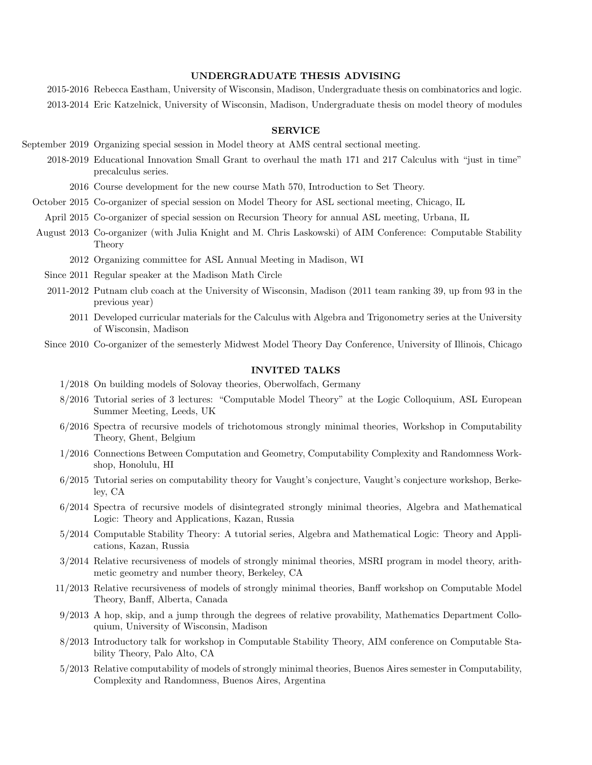## UNDERGRADUATE THESIS ADVISING

- **2015-2016** Rebecca Eastham, University of Wisconsin, Madison, Undergraduate thesis on combinatorics and logic.
- **2013-2014** Eric Katzelnick, University of Wisconsin, Madison, Undergraduate thesis on model theory of modules

## SERVICE

- **September 2019** Organizing special session in Model theory at AMS central sectional meeting.
- **2018-2019** Educational Innovation Small Grant to overhaul the math 171 and 217 Calculus with "just in time" precalculus series.
- **2016** Course development for the new course Math 570, Introduction to Set Theory.
- **October 2015** Co-organizer of special session on Model Theory for ASL sectional meeting, Chicago, IL
- **April 2015** Co-organizer of special session on Recursion Theory for annual ASL meeting, Urbana, IL
- **August 2013** Co-organizer (with Julia Knight and M. Chris Laskowski) of AIM Conference: Computable Stability Theory
- **2012** Organizing committee for ASL Annual Meeting in Madison, WI
- **Since 2011** Regular speaker at the Madison Math Circle
- **2011-2012** Putnam club coach at the University of Wisconsin, Madison (2011 team ranking 39, up from 93 in the previous year)
- **2011** Developed curricular materials for the Calculus with Algebra and Trigonometry series at the University of Wisconsin, Madison
- **Since 2010** Co-organizer of the semesterly Midwest Model Theory Day Conference, University of Illinois, Chicago

## INVITED TALKS

- **1/2018** On building models of Solovay theories, Oberwolfach, Germany
- **8/2016** Tutorial series of 3 lectures: "Computable Model Theory" at the Logic Colloquium, ASL European Summer Meeting, Leeds, UK
- **6/2016** Spectra of recursive models of trichotomous strongly minimal theories, Workshop in Computability Theory, Ghent, Belgium
- **1/2016** Connections Between Computation and Geometry, Computability Complexity and Randomness Workshop, Honolulu, HI
- **6/2015** Tutorial series on computability theory for Vaught's conjecture, Vaught's conjecture workshop, Berkeley, CA
- **6/2014** Spectra of recursive models of disintegrated strongly minimal theories, Algebra and Mathematical Logic: Theory and Applications, Kazan, Russia
- **5/2014** Computable Stability Theory: A tutorial series, Algebra and Mathematical Logic: Theory and Applications, Kazan, Russia
- **3/2014** Relative recursiveness of models of strongly minimal theories, MSRI program in model theory, arithmetic geometry and number theory, Berkeley, CA
- **11/2013** Relative recursiveness of models of strongly minimal theories, Banff workshop on Computable Model Theory, Banff, Alberta, Canada
- **9/2013** A hop, skip, and a jump through the degrees of relative provability, Mathematics Department Colloquium, University of Wisconsin, Madison
- **8/2013** Introductory talk for workshop in Computable Stability Theory, AIM conference on Computable Stability Theory, Palo Alto, CA
- **5/2013** Relative computability of models of strongly minimal theories, Buenos Aires semester in Computability, Complexity and Randomness, Buenos Aires, Argentina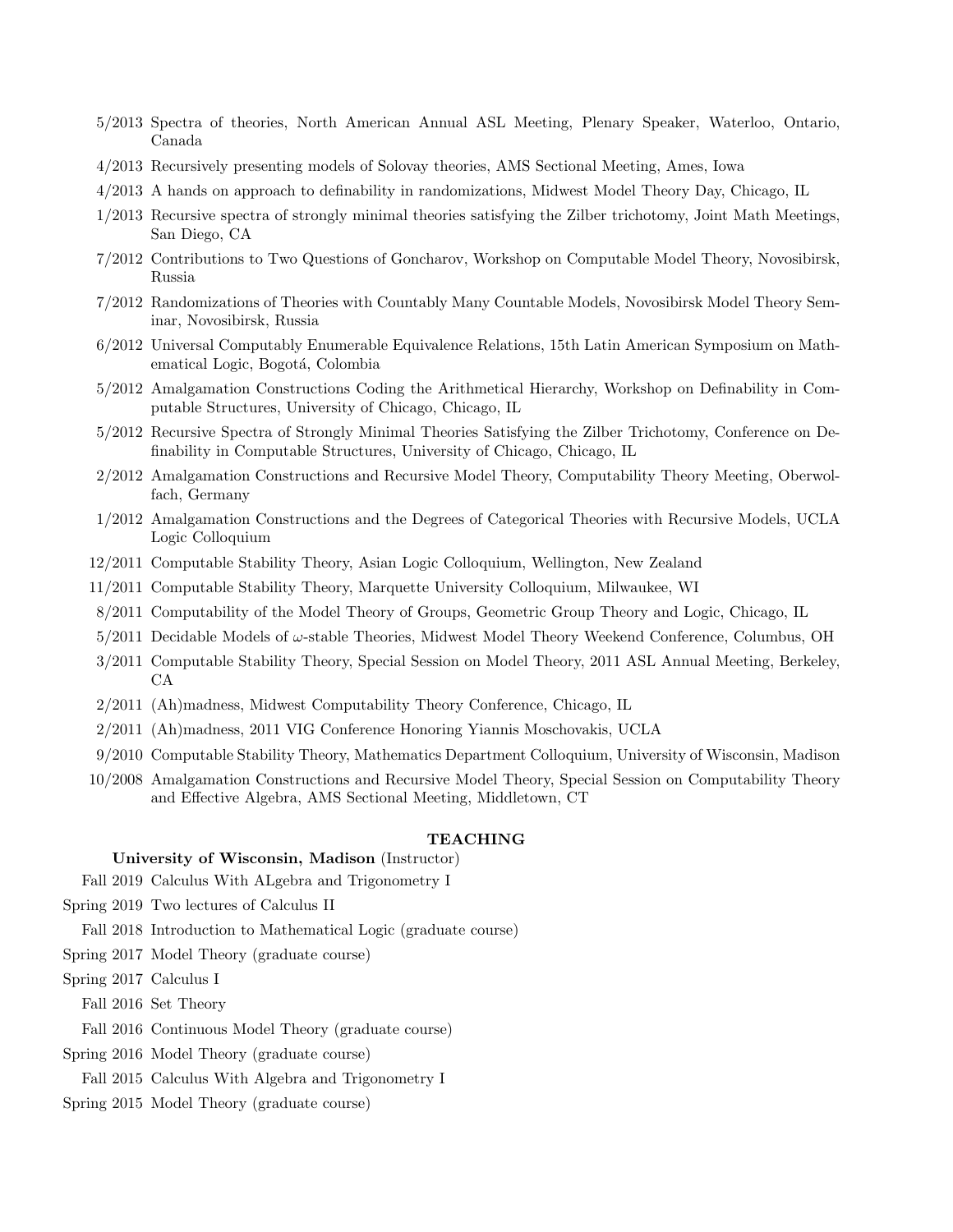- 5/2013 Spectra of theories, North American Annual ASL Meeting, Plenary Speaker, Waterloo, Ontario, Canada
- 4/2013 Recursively presenting models of Solovay theories, AMS Sectional Meeting, Ames, Iowa
- 4/2013 A hands on approach to definability in randomizations, Midwest Model Theory Day, Chicago, IL
- 1/2013 Recursive spectra of strongly minimal theories satisfying the Zilber trichotomy, Joint Math Meetings, San Diego, CA
- 7/2012 Contributions to Two Questions of Goncharov, Workshop on Computable Model Theory, Novosibirsk, Russia
- 7/2012 Randomizations of Theories with Countably Many Countable Models, Novosibirsk Model Theory Seminar, Novosibirsk, Russia
- 6/2012 Universal Computably Enumerable Equivalence Relations, 15th Latin American Symposium on Mathematical Logic, Bogotá, Colombia
- 5/2012 Amalgamation Constructions Coding the Arithmetical Hierarchy, Workshop on Definability in Computable Structures, University of Chicago, Chicago, IL
- 5/2012 Recursive Spectra of Strongly Minimal Theories Satisfying the Zilber Trichotomy, Conference on Definability in Computable Structures, University of Chicago, Chicago, IL
- 2/2012 Amalgamation Constructions and Recursive Model Theory, Computability Theory Meeting, Oberwolfach, Germany
- 1/2012 Amalgamation Constructions and the Degrees of Categorical Theories with Recursive Models, UCLA Logic Colloquium
- 12/2011 Computable Stability Theory, Asian Logic Colloquium, Wellington, New Zealand
- 11/2011 Computable Stability Theory, Marquette University Colloquium, Milwaukee, WI
- 8/2011 Computability of the Model Theory of Groups, Geometric Group Theory and Logic, Chicago, IL
- 5/2011 Decidable Models of $\omega$-stable Theories, Midwest Model Theory Weekend Conference, Columbus, OH
- 3/2011 Computable Stability Theory, Special Session on Model Theory, 2011 ASL Annual Meeting, Berkeley, CA
- 2/2011 (Ah)madness, Midwest Computability Theory Conference, Chicago, IL
- 2/2011 (Ah)madness, 2011 VIG Conference Honoring Yiannis Moschovakis, UCLA
- 9/2010 Computable Stability Theory, Mathematics Department Colloquium, University of Wisconsin, Madison
- 10/2008 Amalgamation Constructions and Recursive Model Theory, Special Session on Computability Theory and Effective Algebra, AMS Sectional Meeting, Middletown, CT

## TEACHING

**University of Wisconsin, Madison** (Instructor)

- Fall 2019 Calculus With ALgebra and Trigonometry I
- Spring 2019 Two lectures of Calculus II
- Fall 2018 Introduction to Mathematical Logic (graduate course)
- Spring 2017 Model Theory (graduate course)
- Spring 2017 Calculus I
- Fall 2016 Set Theory
- Fall 2016 Continuous Model Theory (graduate course)
- Spring 2016 Model Theory (graduate course)
- Fall 2015 Calculus With Algebra and Trigonometry I
- Spring 2015 Model Theory (graduate course)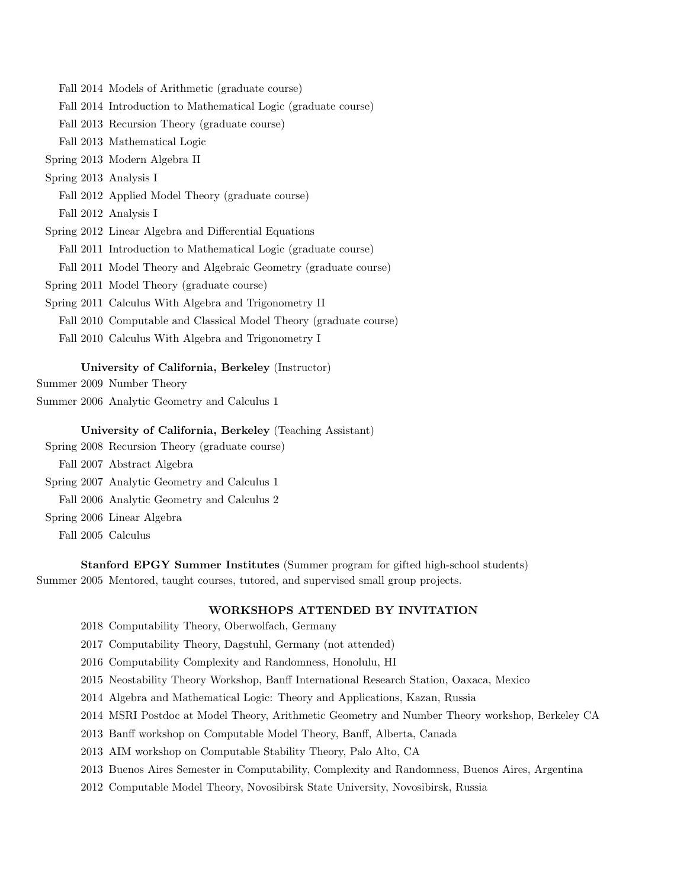Fall 2014 Models of Arithmetic (graduate course)
Fall 2014 Introduction to Mathematical Logic (graduate course)
Fall 2013 Recursion Theory (graduate course)
Fall 2013 Mathematical Logic
Spring 2013 Modern Algebra II
Spring 2013 Analysis I
Fall 2012 Applied Model Theory (graduate course)
Fall 2012 Analysis I
Spring 2012 Linear Algebra and Differential Equations
Fall 2011 Introduction to Mathematical Logic (graduate course)
Fall 2011 Model Theory and Algebraic Geometry (graduate course)
Spring 2011 Model Theory (graduate course)
Spring 2011 Calculus With Algebra and Trigonometry II
Fall 2010 Computable and Classical Model Theory (graduate course)
Fall 2010 Calculus With Algebra and Trigonometry I

**University of California, Berkeley** (Instructor)

Summer 2009 Number Theory
Summer 2006 Analytic Geometry and Calculus 1

**University of California, Berkeley** (Teaching Assistant)

Spring 2008 Recursion Theory (graduate course)
Fall 2007 Abstract Algebra
Spring 2007 Analytic Geometry and Calculus 1
Fall 2006 Analytic Geometry and Calculus 2
Spring 2006 Linear Algebra
Fall 2005 Calculus

**Stanford EPGY Summer Institutes** (Summer program for gifted high-school students)

Summer 2005 Mentored, taught courses, tutored, and supervised small group projects.

## WORKSHOPS ATTENDED BY INVITATION

2018 Computability Theory, Oberwolfach, Germany
2017 Computability Theory, Dagstuhl, Germany (not attended)
2016 Computability Complexity and Randomness, Honolulu, HI
2015 Neostability Theory Workshop, Banff International Research Station, Oaxaca, Mexico
2014 Algebra and Mathematical Logic: Theory and Applications, Kazan, Russia
2014 MSRI Postdoc at Model Theory, Arithmetic Geometry and Number Theory workshop, Berkeley CA
2013 Banff workshop on Computable Model Theory, Banff, Alberta, Canada
2013 AIM workshop on Computable Stability Theory, Palo Alto, CA
2013 Buenos Aires Semester in Computability, Complexity and Randomness, Buenos Aires, Argentina
2012 Computable Model Theory, Novosibirsk State University, Novosibirsk, Russia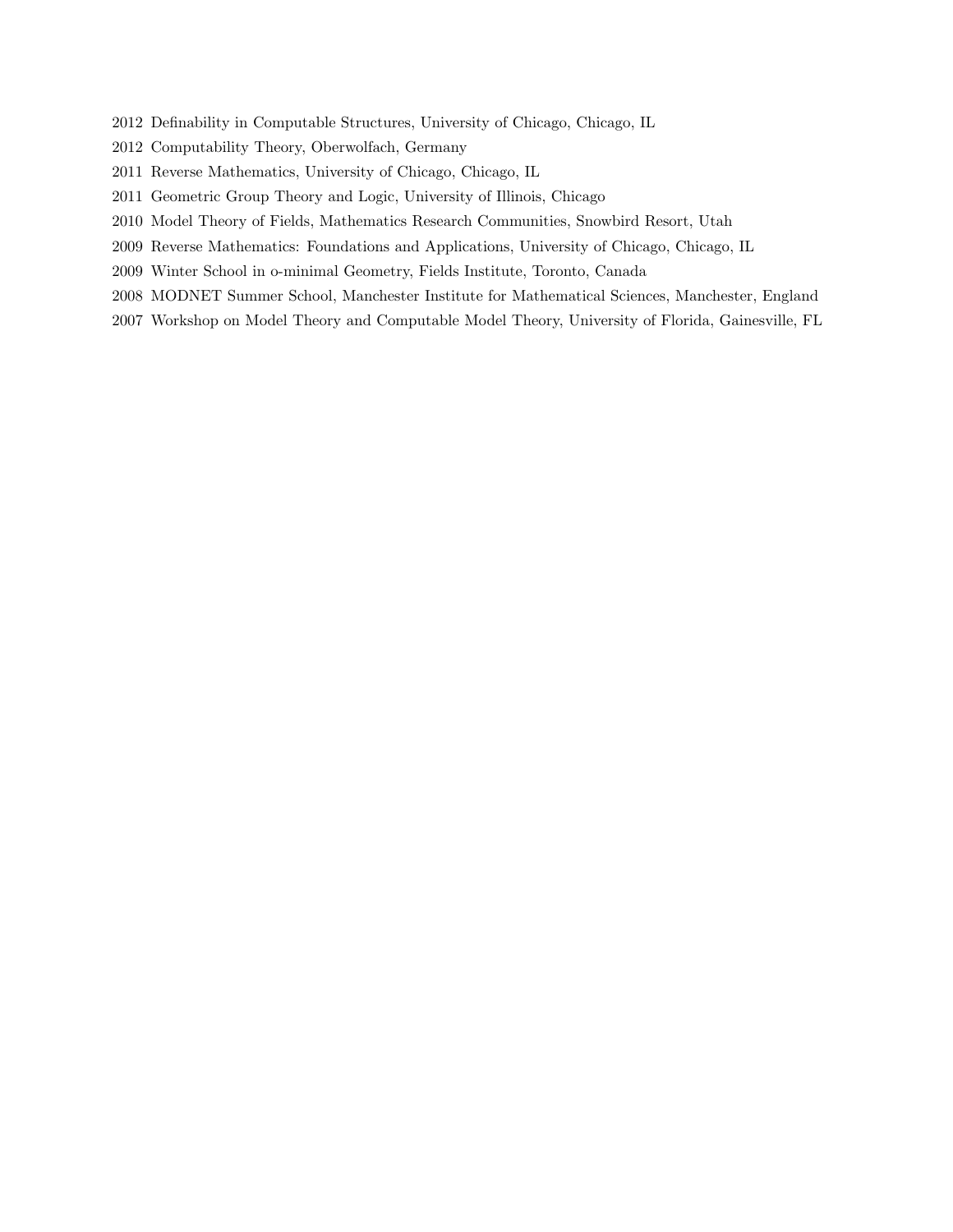2012 Definability in Computable Structures, University of Chicago, Chicago, IL

2012 Computability Theory, Oberwolfach, Germany

2011 Reverse Mathematics, University of Chicago, Chicago, IL

2011 Geometric Group Theory and Logic, University of Illinois, Chicago

2010 Model Theory of Fields, Mathematics Research Communities, Snowbird Resort, Utah

2009 Reverse Mathematics: Foundations and Applications, University of Chicago, Chicago, IL

2009 Winter School in o-minimal Geometry, Fields Institute, Toronto, Canada

2008 MODNET Summer School, Manchester Institute for Mathematical Sciences, Manchester, England

2007 Workshop on Model Theory and Computable Model Theory, University of Florida, Gainesville, FL